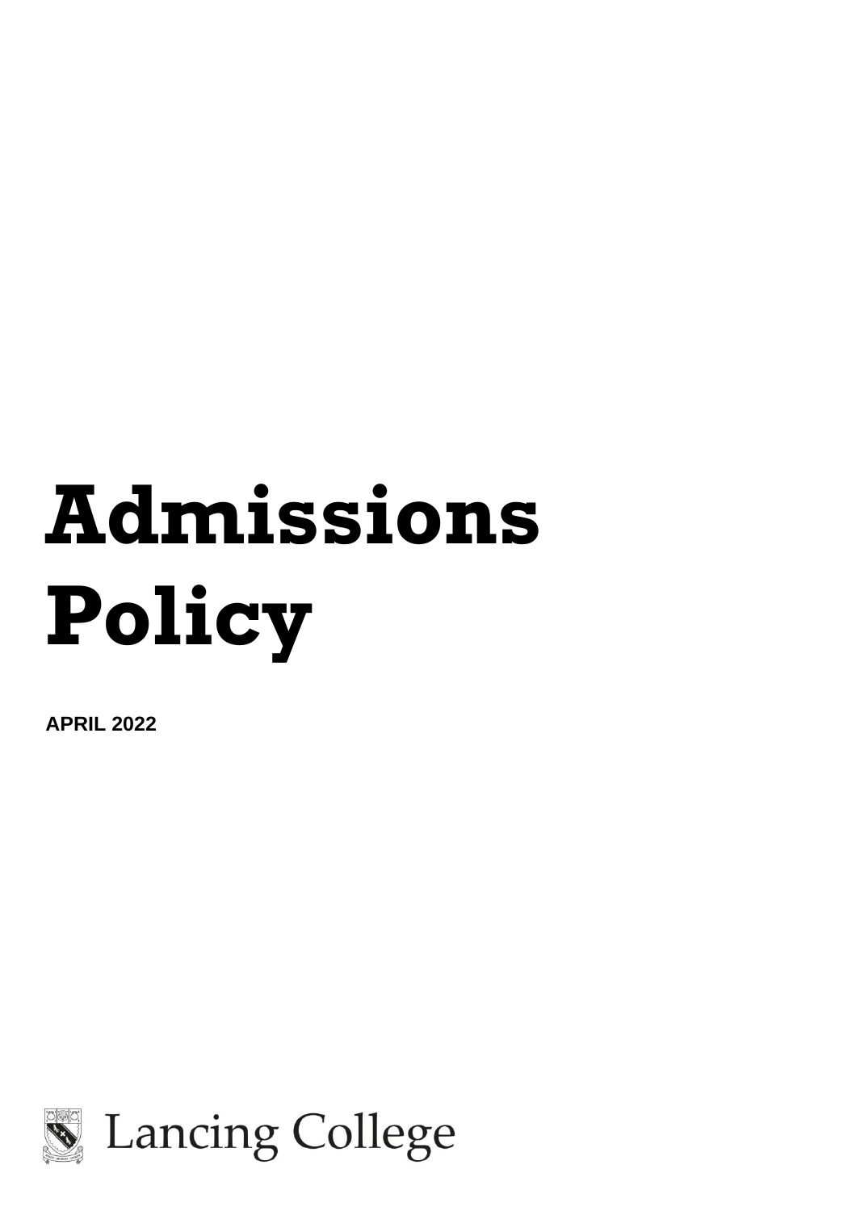# Admissions Policy

**APRIL 2022**

Lancing College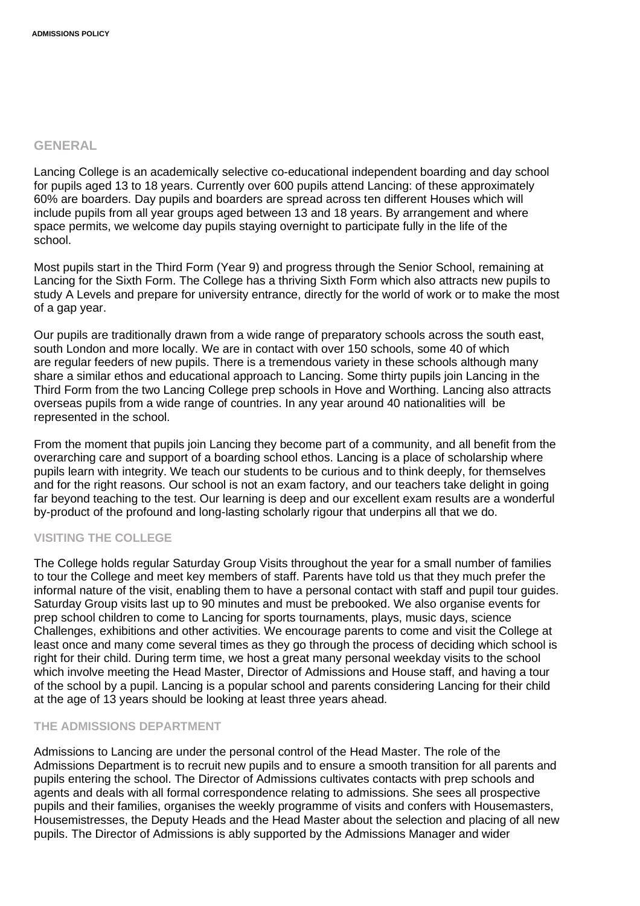## GENERAL

Lancing College is an academically selective co-educational independent boarding and day school for pupils aged 13 to 18 years. Currently over 600 pupils attend Lancing: of these approximately 60% are boarders. Day pupils and boarders are spread across ten different Houses which will include pupils from all year groups aged between 13 and 18 years. By arrangement and where space permits, we welcome day pupils staying overnight to participate fully in the life of the school.

Most pupils start in the Third Form (Year 9) and progress through the Senior School, remaining at Lancing for the Sixth Form. The College has a thriving Sixth Form which also attracts new pupils to study A Levels and prepare for university entrance, directly for the world of work or to make the most of a gap year.

Our pupils are traditionally drawn from a wide range of preparatory schools across the south east, south London and more locally. We are in contact with over 150 schools, some 40 of which are regular feeders of new pupils. There is a tremendous variety in these schools although many share a similar ethos and educational approach to Lancing. Some thirty pupils join Lancing in the Third Form from the two Lancing College prep schools in Hove and Worthing. Lancing also attracts overseas pupils from a wide range of countries. In any year around 40 nationalities will be represented in the school.

From the moment that pupils join Lancing they become part of a community, and all benefit from the overarching care and support of a boarding school ethos. Lancing is a place of scholarship where pupils learn with integrity. We teach our students to be curious and to think deeply, for themselves and for the right reasons. Our school is not an exam factory, and our teachers take delight in going far beyond teaching to the test. Our learning is deep and our excellent exam results are a wonderful by-product of the profound and long-lasting scholarly rigour that underpins all that we do.

### VISITING THE COLLEGE

The College holds regular Saturday Group Visits throughout the year for a small number of families to tour the College and meet key members of staff. Parents have told us that they much prefer the informal nature of the visit, enabling them to have a personal contact with staff and pupil tour guides. Saturday Group visits last up to 90 minutes and must be prebooked. We also organise events for prep school children to come to Lancing for sports tournaments, plays, music days, science Challenges, exhibitions and other activities. We encourage parents to come and visit the College at least once and many come several times as they go through the process of deciding which school is right for their child. During term time, we host a great many personal weekday visits to the school which involve meeting the Head Master, Director of Admissions and House staff, and having a tour of the school by a pupil. Lancing is a popular school and parents considering Lancing for their child at the age of 13 years should be looking at least three years ahead.

### THE ADMISSIONS DEPARTMENT

Admissions to Lancing are under the personal control of the Head Master. The role of the Admissions Department is to recruit new pupils and to ensure a smooth transition for all parents and pupils entering the school. The Director of Admissions cultivates contacts with prep schools and agents and deals with all formal correspondence relating to admissions. She sees all prospective pupils and their families, organises the weekly programme of visits and confers with Housemasters, Housemistresses, the Deputy Heads and the Head Master about the selection and placing of all new pupils. The Director of Admissions is ably supported by the Admissions Manager and wider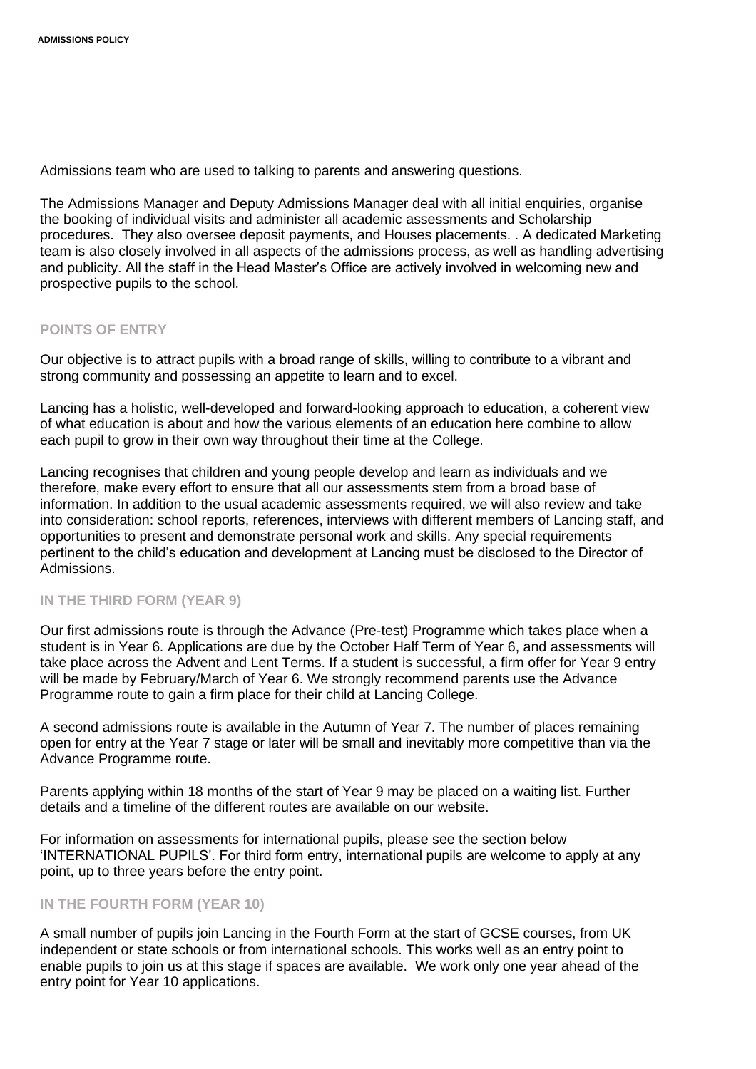Admissions team who are used to talking to parents and answering questions.

The Admissions Manager and Deputy Admissions Manager deal with all initial enquiries, organise the booking of individual visits and administer all academic assessments and Scholarship procedures. They also oversee deposit payments, and Houses placements. . A dedicated Marketing team is also closely involved in all aspects of the admissions process, as well as handling advertising and publicity. All the staff in the Head Master's Office are actively involved in welcoming new and prospective pupils to the school.

## POINTS OF ENTRY

Our objective is to attract pupils with a broad range of skills, willing to contribute to a vibrant and strong community and possessing an appetite to learn and to excel.

Lancing has a holistic, well-developed and forward-looking approach to education, a coherent view of what education is about and how the various elements of an education here combine to allow each pupil to grow in their own way throughout their time at the College.

Lancing recognises that children and young people develop and learn as individuals and we therefore, make every effort to ensure that all our assessments stem from a broad base of information. In addition to the usual academic assessments required, we will also review and take into consideration: school reports, references, interviews with different members of Lancing staff, and opportunities to present and demonstrate personal work and skills. Any special requirements pertinent to the child's education and development at Lancing must be disclosed to the Director of Admissions.

### IN THE THIRD FORM (YEAR 9)

Our first admissions route is through the Advance (Pre-test) Programme which takes place when a student is in Year 6. Applications are due by the October Half Term of Year 6, and assessments will take place across the Advent and Lent Terms. If a student is successful, a firm offer for Year 9 entry will be made by February/March of Year 6. We strongly recommend parents use the Advance Programme route to gain a firm place for their child at Lancing College.

A second admissions route is available in the Autumn of Year 7. The number of places remaining open for entry at the Year 7 stage or later will be small and inevitably more competitive than via the Advance Programme route.

Parents applying within 18 months of the start of Year 9 may be placed on a waiting list. Further details and a timeline of the different routes are available on our website.

For information on assessments for international pupils, please see the section below 'INTERNATIONAL PUPILS'. For third form entry, international pupils are welcome to apply at any point, up to three years before the entry point.

### IN THE FOURTH FORM (YEAR 10)

A small number of pupils join Lancing in the Fourth Form at the start of GCSE courses, from UK independent or state schools or from international schools. This works well as an entry point to enable pupils to join us at this stage if spaces are available. We work only one year ahead of the entry point for Year 10 applications.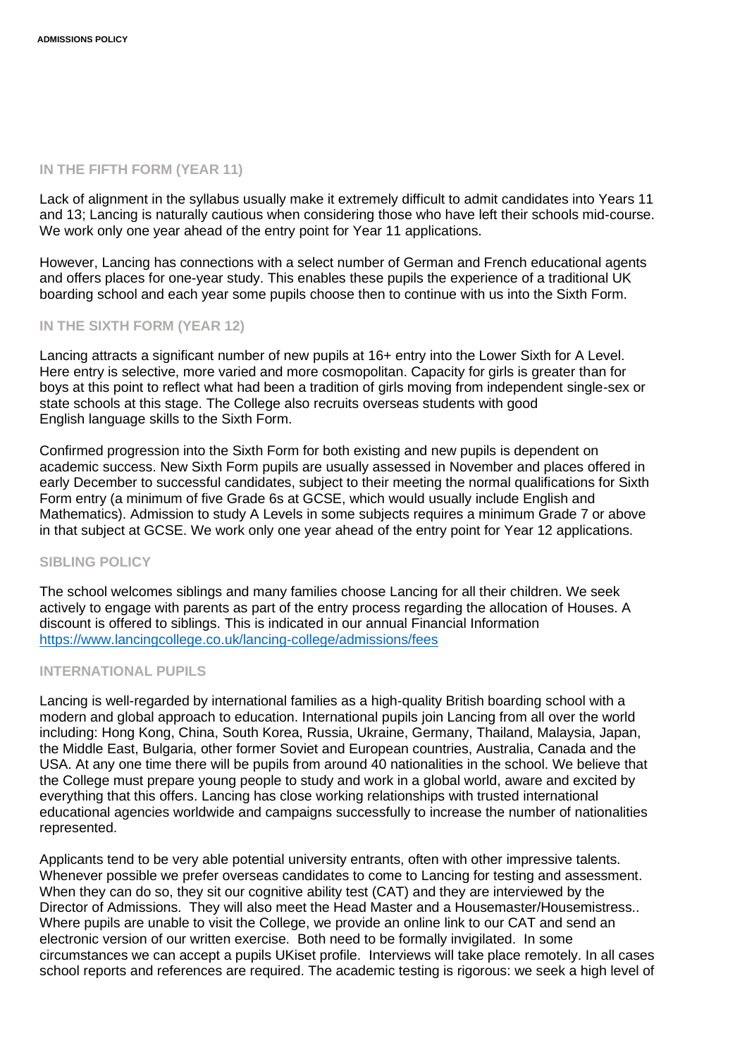## IN THE FIFTH FORM (YEAR 11)

Lack of alignment in the syllabus usually make it extremely difficult to admit candidates into Years 11 and 13; Lancing is naturally cautious when considering those who have left their schools mid-course. We work only one year ahead of the entry point for Year 11 applications.

However, Lancing has connections with a select number of German and French educational agents and offers places for one-year study. This enables these pupils the experience of a traditional UK boarding school and each year some pupils choose then to continue with us into the Sixth Form.

## IN THE SIXTH FORM (YEAR 12)

Lancing attracts a significant number of new pupils at 16+ entry into the Lower Sixth for A Level. Here entry is selective, more varied and more cosmopolitan. Capacity for girls is greater than for boys at this point to reflect what had been a tradition of girls moving from independent single-sex or state schools at this stage. The College also recruits overseas students with good English language skills to the Sixth Form.

Confirmed progression into the Sixth Form for both existing and new pupils is dependent on academic success. New Sixth Form pupils are usually assessed in November and places offered in early December to successful candidates, subject to their meeting the normal qualifications for Sixth Form entry (a minimum of five Grade 6s at GCSE, which would usually include English and Mathematics). Admission to study A Levels in some subjects requires a minimum Grade 7 or above in that subject at GCSE. We work only one year ahead of the entry point for Year 12 applications.

## SIBLING POLICY

The school welcomes siblings and many families choose Lancing for all their children. We seek actively to engage with parents as part of the entry process regarding the allocation of Houses. A discount is offered to siblings. This is indicated in our annual Financial Information https://www.lancingcollege.co.uk/lancing-college/admissions/fees

## INTERNATIONAL PUPILS

Lancing is well-regarded by international families as a high-quality British boarding school with a modern and global approach to education. International pupils join Lancing from all over the world including: Hong Kong, China, South Korea, Russia, Ukraine, Germany, Thailand, Malaysia, Japan, the Middle East, Bulgaria, other former Soviet and European countries, Australia, Canada and the USA. At any one time there will be pupils from around 40 nationalities in the school. We believe that the College must prepare young people to study and work in a global world, aware and excited by everything that this offers. Lancing has close working relationships with trusted international educational agencies worldwide and campaigns successfully to increase the number of nationalities represented.

Applicants tend to be very able potential university entrants, often with other impressive talents. Whenever possible we prefer overseas candidates to come to Lancing for testing and assessment. When they can do so, they sit our cognitive ability test (CAT) and they are interviewed by the Director of Admissions. They will also meet the Head Master and a Housemaster/Housemistress.. Where pupils are unable to visit the College, we provide an online link to our CAT and send an electronic version of our written exercise. Both need to be formally invigilated. In some circumstances we can accept a pupils UKiset profile. Interviews will take place remotely. In all cases school reports and references are required. The academic testing is rigorous: we seek a high level of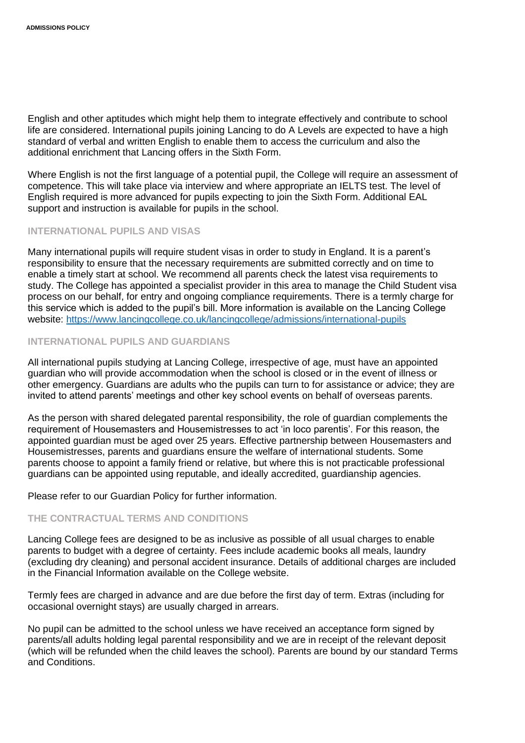English and other aptitudes which might help them to integrate effectively and contribute to school life are considered. International pupils joining Lancing to do A Levels are expected to have a high standard of verbal and written English to enable them to access the curriculum and also the additional enrichment that Lancing offers in the Sixth Form.

Where English is not the first language of a potential pupil, the College will require an assessment of competence. This will take place via interview and where appropriate an IELTS test. The level of English required is more advanced for pupils expecting to join the Sixth Form. Additional EAL support and instruction is available for pupils in the school.

## INTERNATIONAL PUPILS AND VISAS

Many international pupils will require student visas in order to study in England. It is a parent's responsibility to ensure that the necessary requirements are submitted correctly and on time to enable a timely start at school. We recommend all parents check the latest visa requirements to study. The College has appointed a specialist provider in this area to manage the Child Student visa process on our behalf, for entry and ongoing compliance requirements. There is a termly charge for this service which is added to the pupil's bill. More information is available on the Lancing College website: [https://www.lancingcollege.co.uk/lancingcollege/admissions/international-pupils](https://www.lancingcollege.co.uk/lancingcollege/admissions/international-pupils)

## INTERNATIONAL PUPILS AND GUARDIANS

All international pupils studying at Lancing College, irrespective of age, must have an appointed guardian who will provide accommodation when the school is closed or in the event of illness or other emergency. Guardians are adults who the pupils can turn to for assistance or advice; they are invited to attend parents' meetings and other key school events on behalf of overseas parents.

As the person with shared delegated parental responsibility, the role of guardian complements the requirement of Housemasters and Housemistresses to act 'in loco parentis'. For this reason, the appointed guardian must be aged over 25 years. Effective partnership between Housemasters and Housemistresses, parents and guardians ensure the welfare of international students. Some parents choose to appoint a family friend or relative, but where this is not practicable professional guardians can be appointed using reputable, and ideally accredited, guardianship agencies.

Please refer to our Guardian Policy for further information.

## THE CONTRACTUAL TERMS AND CONDITIONS

Lancing College fees are designed to be as inclusive as possible of all usual charges to enable parents to budget with a degree of certainty. Fees include academic books all meals, laundry (excluding dry cleaning) and personal accident insurance. Details of additional charges are included in the Financial Information available on the College website.

Termly fees are charged in advance and are due before the first day of term. Extras (including for occasional overnight stays) are usually charged in arrears.

No pupil can be admitted to the school unless we have received an acceptance form signed by parents/all adults holding legal parental responsibility and we are in receipt of the relevant deposit (which will be refunded when the child leaves the school). Parents are bound by our standard Terms and Conditions.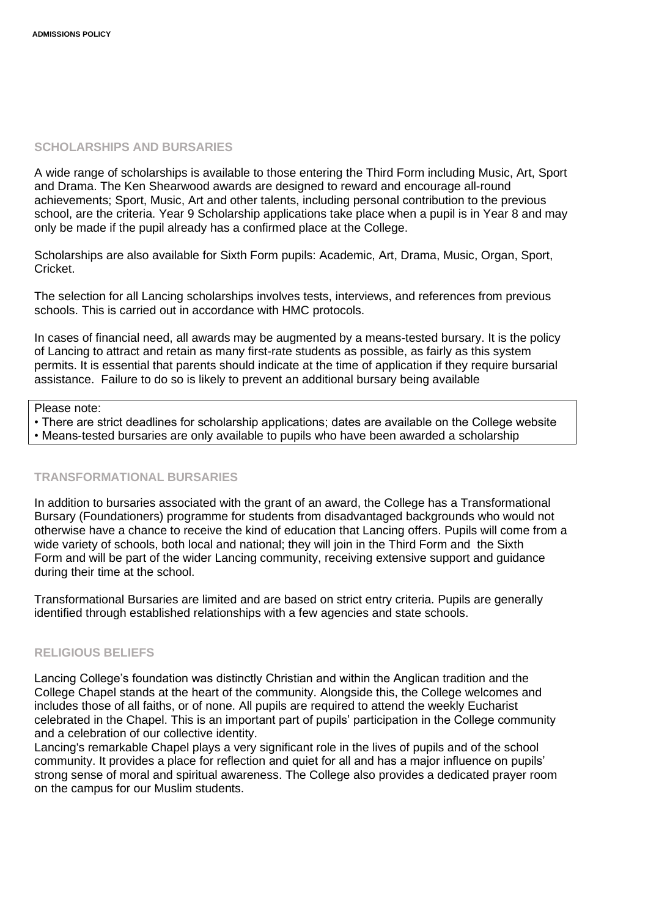## SCHOLARSHIPS AND BURSARIES

A wide range of scholarships is available to those entering the Third Form including Music, Art, Sport and Drama. The Ken Shearwood awards are designed to reward and encourage all-round achievements; Sport, Music, Art and other talents, including personal contribution to the previous school, are the criteria. Year 9 Scholarship applications take place when a pupil is in Year 8 and may only be made if the pupil already has a confirmed place at the College.

Scholarships are also available for Sixth Form pupils: Academic, Art, Drama, Music, Organ, Sport, Cricket.

The selection for all Lancing scholarships involves tests, interviews, and references from previous schools. This is carried out in accordance with HMC protocols.

In cases of financial need, all awards may be augmented by a means-tested bursary. It is the policy of Lancing to attract and retain as many first-rate students as possible, as fairly as this system permits. It is essential that parents should indicate at the time of application if they require bursarial assistance. Failure to do so is likely to prevent an additional bursary being available

> Please note:
> - There are strict deadlines for scholarship applications; dates are available on the College website
> - Means-tested bursaries are only available to pupils who have been awarded a scholarship

## TRANSFORMATIONAL BURSARIES

In addition to bursaries associated with the grant of an award, the College has a Transformational Bursary (Foundationers) programme for students from disadvantaged backgrounds who would not otherwise have a chance to receive the kind of education that Lancing offers. Pupils will come from a wide variety of schools, both local and national; they will join in the Third Form and the Sixth Form and will be part of the wider Lancing community, receiving extensive support and guidance during their time at the school.

Transformational Bursaries are limited and are based on strict entry criteria. Pupils are generally identified through established relationships with a few agencies and state schools.

## RELIGIOUS BELIEFS

Lancing College's foundation was distinctly Christian and within the Anglican tradition and the College Chapel stands at the heart of the community. Alongside this, the College welcomes and includes those of all faiths, or of none. All pupils are required to attend the weekly Eucharist celebrated in the Chapel. This is an important part of pupils' participation in the College community and a celebration of our collective identity.

Lancing's remarkable Chapel plays a very significant role in the lives of pupils and of the school community. It provides a place for reflection and quiet for all and has a major influence on pupils' strong sense of moral and spiritual awareness. The College also provides a dedicated prayer room on the campus for our Muslim students.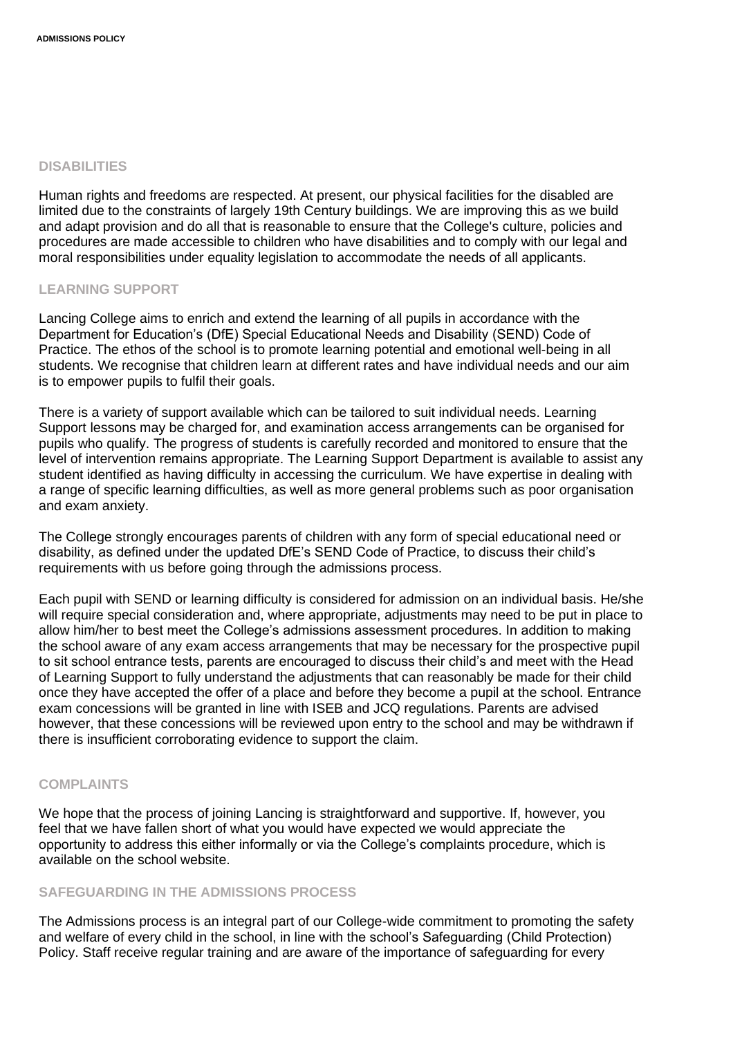## DISABILITIES

Human rights and freedoms are respected. At present, our physical facilities for the disabled are limited due to the constraints of largely 19th Century buildings. We are improving this as we build and adapt provision and do all that is reasonable to ensure that the College's culture, policies and procedures are made accessible to children who have disabilities and to comply with our legal and moral responsibilities under equality legislation to accommodate the needs of all applicants.

## LEARNING SUPPORT

Lancing College aims to enrich and extend the learning of all pupils in accordance with the Department for Education's (DfE) Special Educational Needs and Disability (SEND) Code of Practice. The ethos of the school is to promote learning potential and emotional well-being in all students. We recognise that children learn at different rates and have individual needs and our aim is to empower pupils to fulfil their goals.

There is a variety of support available which can be tailored to suit individual needs. Learning Support lessons may be charged for, and examination access arrangements can be organised for pupils who qualify. The progress of students is carefully recorded and monitored to ensure that the level of intervention remains appropriate. The Learning Support Department is available to assist any student identified as having difficulty in accessing the curriculum. We have expertise in dealing with a range of specific learning difficulties, as well as more general problems such as poor organisation and exam anxiety.

The College strongly encourages parents of children with any form of special educational need or disability, as defined under the updated DfE's SEND Code of Practice, to discuss their child's requirements with us before going through the admissions process.

Each pupil with SEND or learning difficulty is considered for admission on an individual basis. He/she will require special consideration and, where appropriate, adjustments may need to be put in place to allow him/her to best meet the College's admissions assessment procedures. In addition to making the school aware of any exam access arrangements that may be necessary for the prospective pupil to sit school entrance tests, parents are encouraged to discuss their child's and meet with the Head of Learning Support to fully understand the adjustments that can reasonably be made for their child once they have accepted the offer of a place and before they become a pupil at the school. Entrance exam concessions will be granted in line with ISEB and JCQ regulations. Parents are advised however, that these concessions will be reviewed upon entry to the school and may be withdrawn if there is insufficient corroborating evidence to support the claim.

## COMPLAINTS

We hope that the process of joining Lancing is straightforward and supportive. If, however, you feel that we have fallen short of what you would have expected we would appreciate the opportunity to address this either informally or via the College's complaints procedure, which is available on the school website.

## SAFEGUARDING IN THE ADMISSIONS PROCESS

The Admissions process is an integral part of our College-wide commitment to promoting the safety and welfare of every child in the school, in line with the school's Safeguarding (Child Protection) Policy. Staff receive regular training and are aware of the importance of safeguarding for every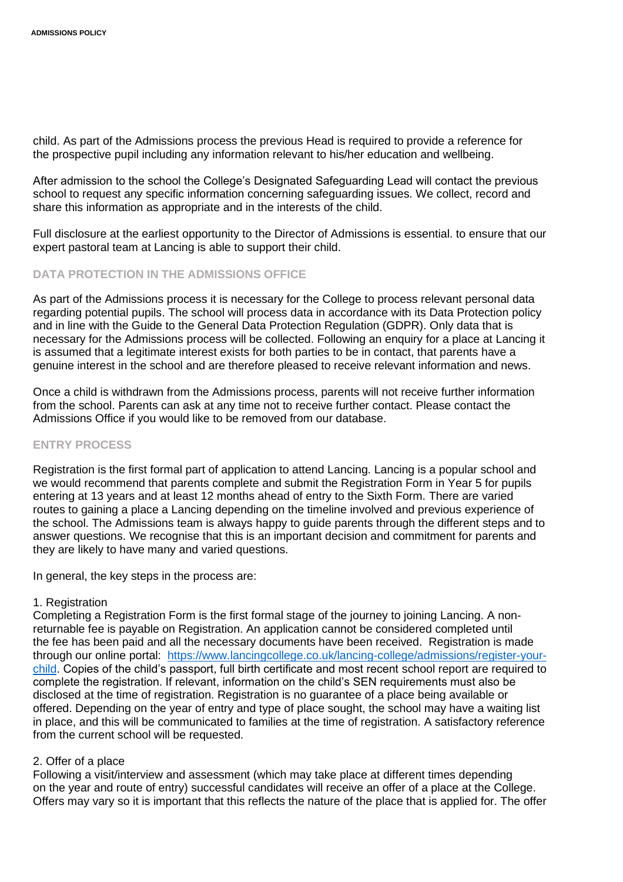child. As part of the Admissions process the previous Head is required to provide a reference for the prospective pupil including any information relevant to his/her education and wellbeing.

After admission to the school the College's Designated Safeguarding Lead will contact the previous school to request any specific information concerning safeguarding issues. We collect, record and share this information as appropriate and in the interests of the child.

Full disclosure at the earliest opportunity to the Director of Admissions is essential. to ensure that our expert pastoral team at Lancing is able to support their child.

## DATA PROTECTION IN THE ADMISSIONS OFFICE

As part of the Admissions process it is necessary for the College to process relevant personal data regarding potential pupils. The school will process data in accordance with its Data Protection policy and in line with the Guide to the General Data Protection Regulation (GDPR). Only data that is necessary for the Admissions process will be collected. Following an enquiry for a place at Lancing it is assumed that a legitimate interest exists for both parties to be in contact, that parents have a genuine interest in the school and are therefore pleased to receive relevant information and news.

Once a child is withdrawn from the Admissions process, parents will not receive further information from the school. Parents can ask at any time not to receive further contact. Please contact the Admissions Office if you would like to be removed from our database.

## ENTRY PROCESS

Registration is the first formal part of application to attend Lancing. Lancing is a popular school and we would recommend that parents complete and submit the Registration Form in Year 5 for pupils entering at 13 years and at least 12 months ahead of entry to the Sixth Form. There are varied routes to gaining a place a Lancing depending on the timeline involved and previous experience of the school. The Admissions team is always happy to guide parents through the different steps and to answer questions. We recognise that this is an important decision and commitment for parents and they are likely to have many and varied questions.

In general, the key steps in the process are:

1. Registration
Completing a Registration Form is the first formal stage of the journey to joining Lancing. A non-returnable fee is payable on Registration. An application cannot be considered completed until the fee has been paid and all the necessary documents have been received. Registration is made through our online portal: [https://www.lancingcollege.co.uk/lancing-college/admissions/register-your-child](https://www.lancingcollege.co.uk/lancing-college/admissions/register-your-child). Copies of the child's passport, full birth certificate and most recent school report are required to complete the registration. If relevant, information on the child's SEN requirements must also be disclosed at the time of registration. Registration is no guarantee of a place being available or offered. Depending on the year of entry and type of place sought, the school may have a waiting list in place, and this will be communicated to families at the time of registration. A satisfactory reference from the current school will be requested.

2. Offer of a place
Following a visit/interview and assessment (which may take place at different times depending on the year and route of entry) successful candidates will receive an offer of a place at the College. Offers may vary so it is important that this reflects the nature of the place that is applied for. The offer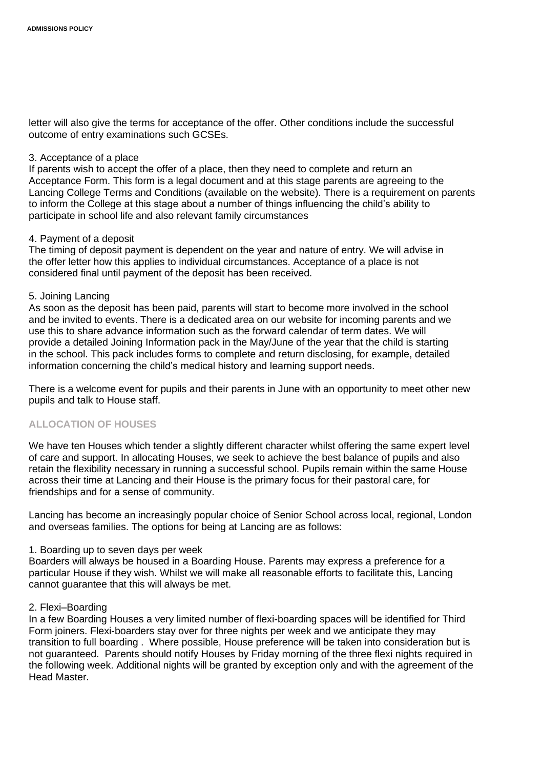letter will also give the terms for acceptance of the offer. Other conditions include the successful outcome of entry examinations such GCSEs.

3. Acceptance of a place
If parents wish to accept the offer of a place, then they need to complete and return an Acceptance Form. This form is a legal document and at this stage parents are agreeing to the Lancing College Terms and Conditions (available on the website). There is a requirement on parents to inform the College at this stage about a number of things influencing the child's ability to participate in school life and also relevant family circumstances

4. Payment of a deposit
The timing of deposit payment is dependent on the year and nature of entry. We will advise in the offer letter how this applies to individual circumstances. Acceptance of a place is not considered final until payment of the deposit has been received.

5. Joining Lancing
As soon as the deposit has been paid, parents will start to become more involved in the school and be invited to events. There is a dedicated area on our website for incoming parents and we use this to share advance information such as the forward calendar of term dates. We will provide a detailed Joining Information pack in the May/June of the year that the child is starting in the school. This pack includes forms to complete and return disclosing, for example, detailed information concerning the child's medical history and learning support needs.

There is a welcome event for pupils and their parents in June with an opportunity to meet other new pupils and talk to House staff.

## ALLOCATION OF HOUSES

We have ten Houses which tender a slightly different character whilst offering the same expert level of care and support. In allocating Houses, we seek to achieve the best balance of pupils and also retain the flexibility necessary in running a successful school. Pupils remain within the same House across their time at Lancing and their House is the primary focus for their pastoral care, for friendships and for a sense of community.

Lancing has become an increasingly popular choice of Senior School across local, regional, London and overseas families. The options for being at Lancing are as follows:

1. Boarding up to seven days per week
Boarders will always be housed in a Boarding House. Parents may express a preference for a particular House if they wish. Whilst we will make all reasonable efforts to facilitate this, Lancing cannot guarantee that this will always be met.

2. Flexi–Boarding
In a few Boarding Houses a very limited number of flexi-boarding spaces will be identified for Third Form joiners. Flexi-boarders stay over for three nights per week and we anticipate they may transition to full boarding . Where possible, House preference will be taken into consideration but is not guaranteed. Parents should notify Houses by Friday morning of the three flexi nights required in the following week. Additional nights will be granted by exception only and with the agreement of the Head Master.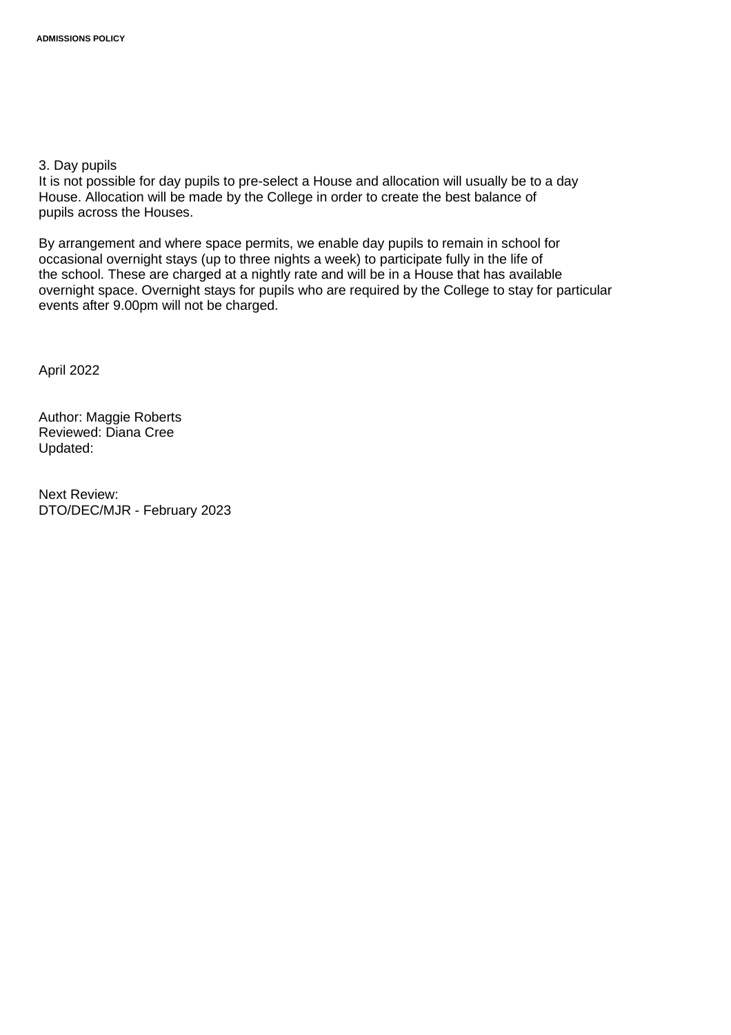3. Day pupils
It is not possible for day pupils to pre-select a House and allocation will usually be to a day House. Allocation will be made by the College in order to create the best balance of pupils across the Houses.

By arrangement and where space permits, we enable day pupils to remain in school for occasional overnight stays (up to three nights a week) to participate fully in the life of the school. These are charged at a nightly rate and will be in a House that has available overnight space. Overnight stays for pupils who are required by the College to stay for particular events after 9.00pm will not be charged.

April 2022

Author: Maggie Roberts
Reviewed: Diana Cree
Updated:

Next Review:
DTO/DEC/MJR - February 2023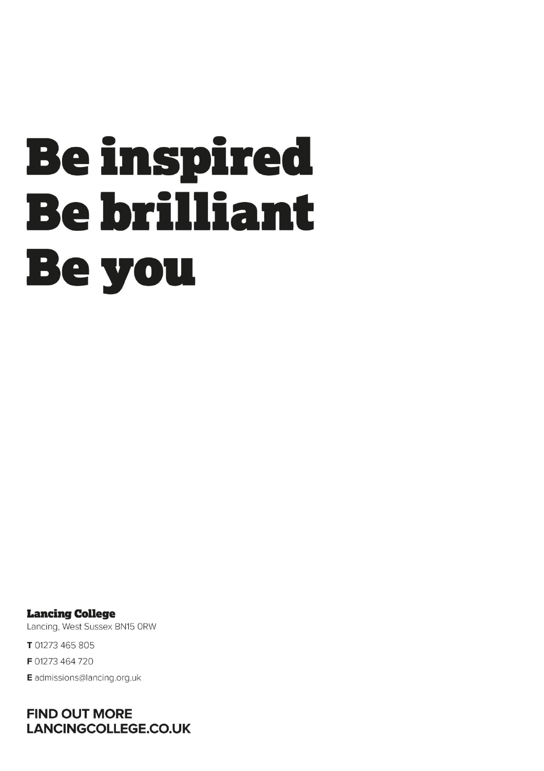# Be inspired
# Be brilliant
# Be you

**Lancing College**
Lancing, West Sussex BN15 0RW

**T** 01273 465 805

**F** 01273 464 720

**E** admissions@lancing.org.uk

**FIND OUT MORE**
**LANCINGCOLLEGE.CO.UK**